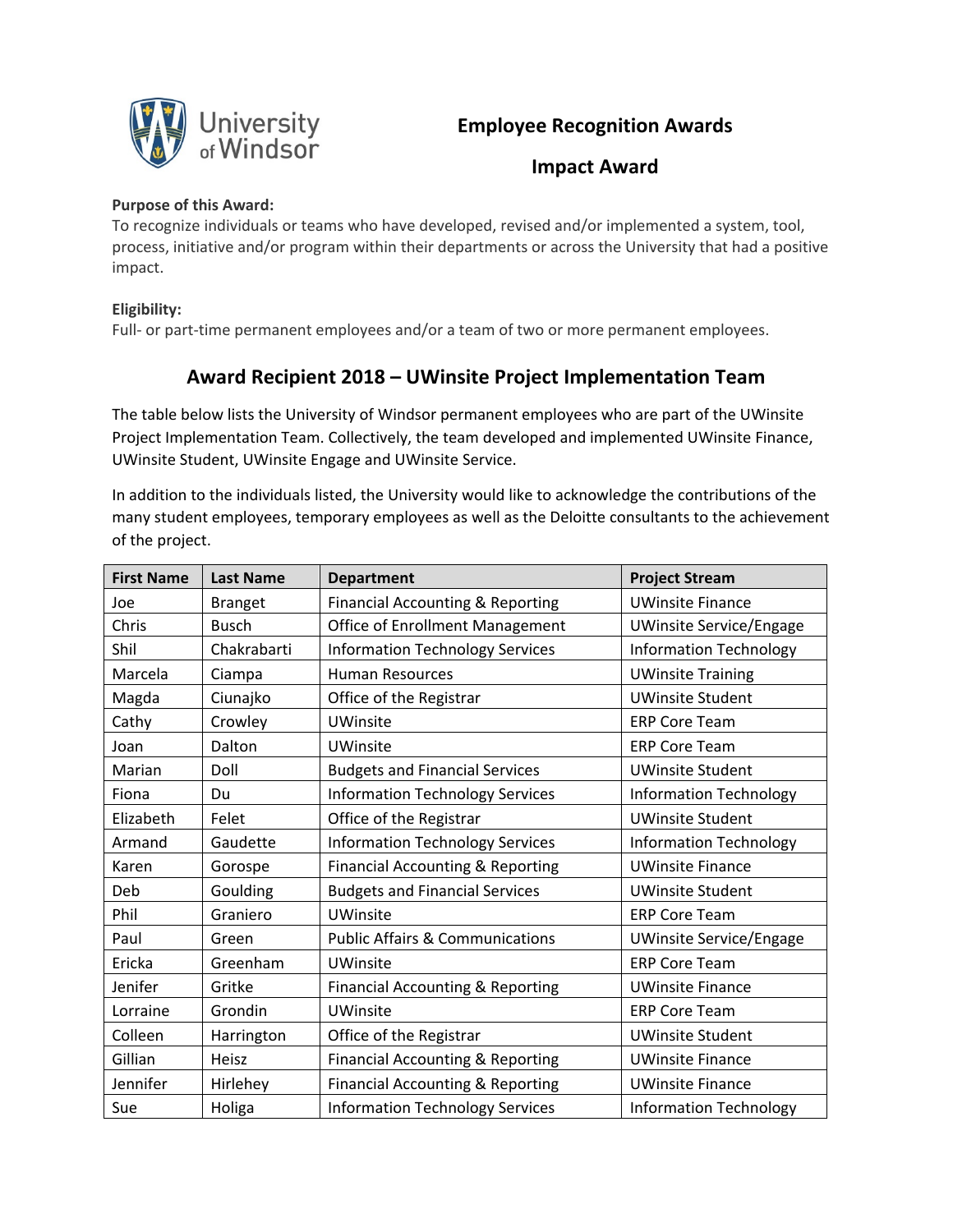# Employee Recognition Awards

## Impact Award

**Purpose of this Award:**
To recognize individuals or teams who have developed, revised and/or implemented a system, tool, process, initiative and/or program within their departments or across the University that had a positive impact.

**Eligibility:**
Full- or part-time permanent employees and/or a team of two or more permanent employees.

## Award Recipient 2018 – UWinsite Project Implementation Team

The table below lists the University of Windsor permanent employees who are part of the UWinsite Project Implementation Team. Collectively, the team developed and implemented UWinsite Finance, UWinsite Student, UWinsite Engage and UWinsite Service.

In addition to the individuals listed, the University would like to acknowledge the contributions of the many student employees, temporary employees as well as the Deloitte consultants to the achievement of the project.

| First Name | Last Name | Department | Project Stream |
|---|---|---|---|
| Joe | Branget | Financial Accounting & Reporting | UWinsite Finance |
| Chris | Busch | Office of Enrollment Management | UWinsite Service/Engage |
| Shil | Chakrabarti | Information Technology Services | Information Technology |
| Marcela | Ciampa | Human Resources | UWinsite Training |
| Magda | Ciunajko | Office of the Registrar | UWinsite Student |
| Cathy | Crowley | UWinsite | ERP Core Team |
| Joan | Dalton | UWinsite | ERP Core Team |
| Marian | Doll | Budgets and Financial Services | UWinsite Student |
| Fiona | Du | Information Technology Services | Information Technology |
| Elizabeth | Felet | Office of the Registrar | UWinsite Student |
| Armand | Gaudette | Information Technology Services | Information Technology |
| Karen | Gorospe | Financial Accounting & Reporting | UWinsite Finance |
| Deb | Goulding | Budgets and Financial Services | UWinsite Student |
| Phil | Graniero | UWinsite | ERP Core Team |
| Paul | Green | Public Affairs & Communications | UWinsite Service/Engage |
| Ericka | Greenham | UWinsite | ERP Core Team |
| Jenifer | Gritke | Financial Accounting & Reporting | UWinsite Finance |
| Lorraine | Grondin | UWinsite | ERP Core Team |
| Colleen | Harrington | Office of the Registrar | UWinsite Student |
| Gillian | Heisz | Financial Accounting & Reporting | UWinsite Finance |
| Jennifer | Hirlehey | Financial Accounting & Reporting | UWinsite Finance |
| Sue | Holiga | Information Technology Services | Information Technology |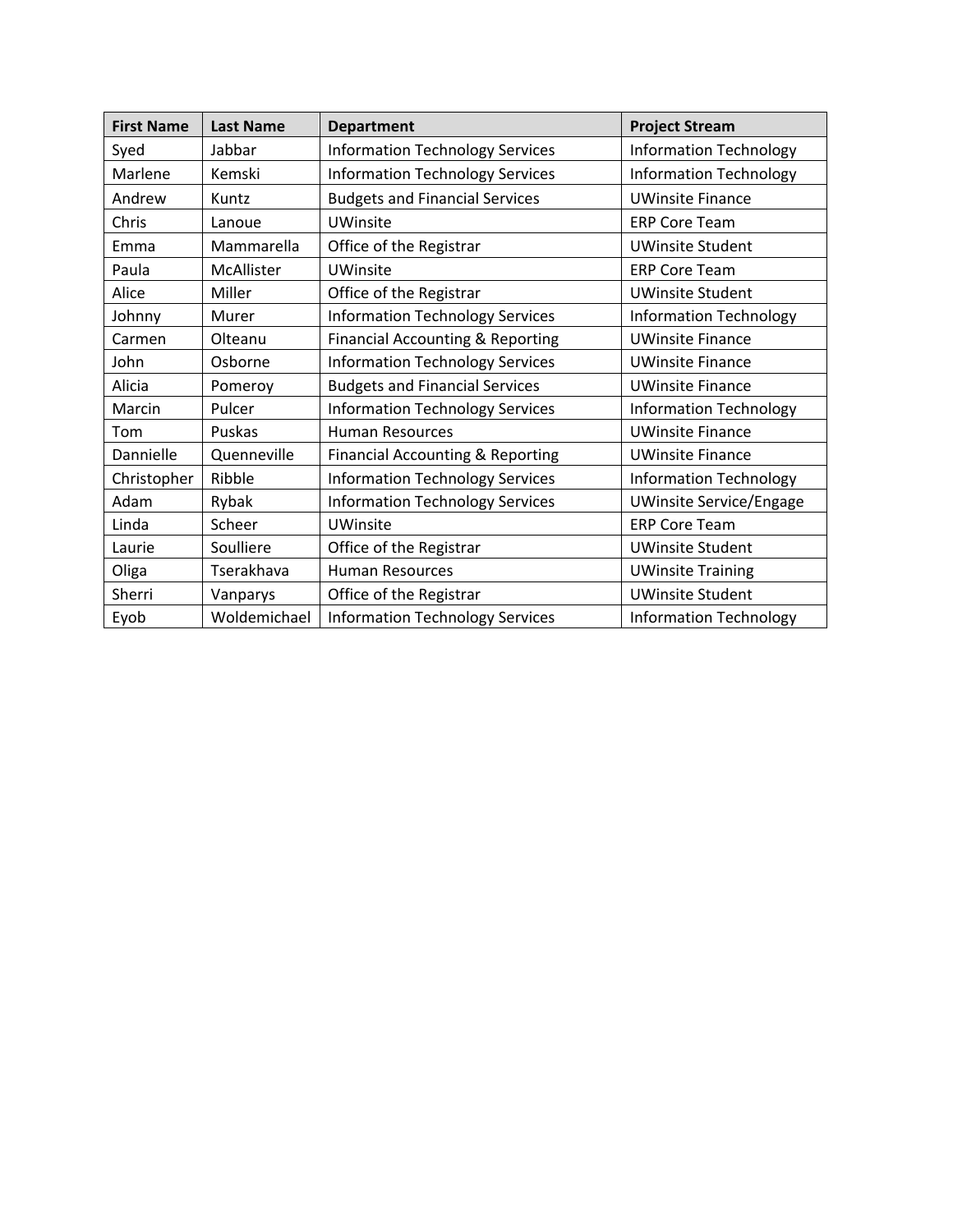| First Name | Last Name | Department | Project Stream |
| --- | --- | --- | --- |
| Syed | Jabbar | Information Technology Services | Information Technology |
| Marlene | Kemski | Information Technology Services | Information Technology |
| Andrew | Kuntz | Budgets and Financial Services | UWinsite Finance |
| Chris | Lanoue | UWinsite | ERP Core Team |
| Emma | Mammarella | Office of the Registrar | UWinsite Student |
| Paula | McAllister | UWinsite | ERP Core Team |
| Alice | Miller | Office of the Registrar | UWinsite Student |
| Johnny | Murer | Information Technology Services | Information Technology |
| Carmen | Olteanu | Financial Accounting & Reporting | UWinsite Finance |
| John | Osborne | Information Technology Services | UWinsite Finance |
| Alicia | Pomeroy | Budgets and Financial Services | UWinsite Finance |
| Marcin | Pulcer | Information Technology Services | Information Technology |
| Tom | Puskas | Human Resources | UWinsite Finance |
| Dannielle | Quenneville | Financial Accounting & Reporting | UWinsite Finance |
| Christopher | Ribble | Information Technology Services | Information Technology |
| Adam | Rybak | Information Technology Services | UWinsite Service/Engage |
| Linda | Scheer | UWinsite | ERP Core Team |
| Laurie | Soulliere | Office of the Registrar | UWinsite Student |
| Oliga | Tserakhava | Human Resources | UWinsite Training |
| Sherri | Vanparys | Office of the Registrar | UWinsite Student |
| Eyob | Woldemichael | Information Technology Services | Information Technology |